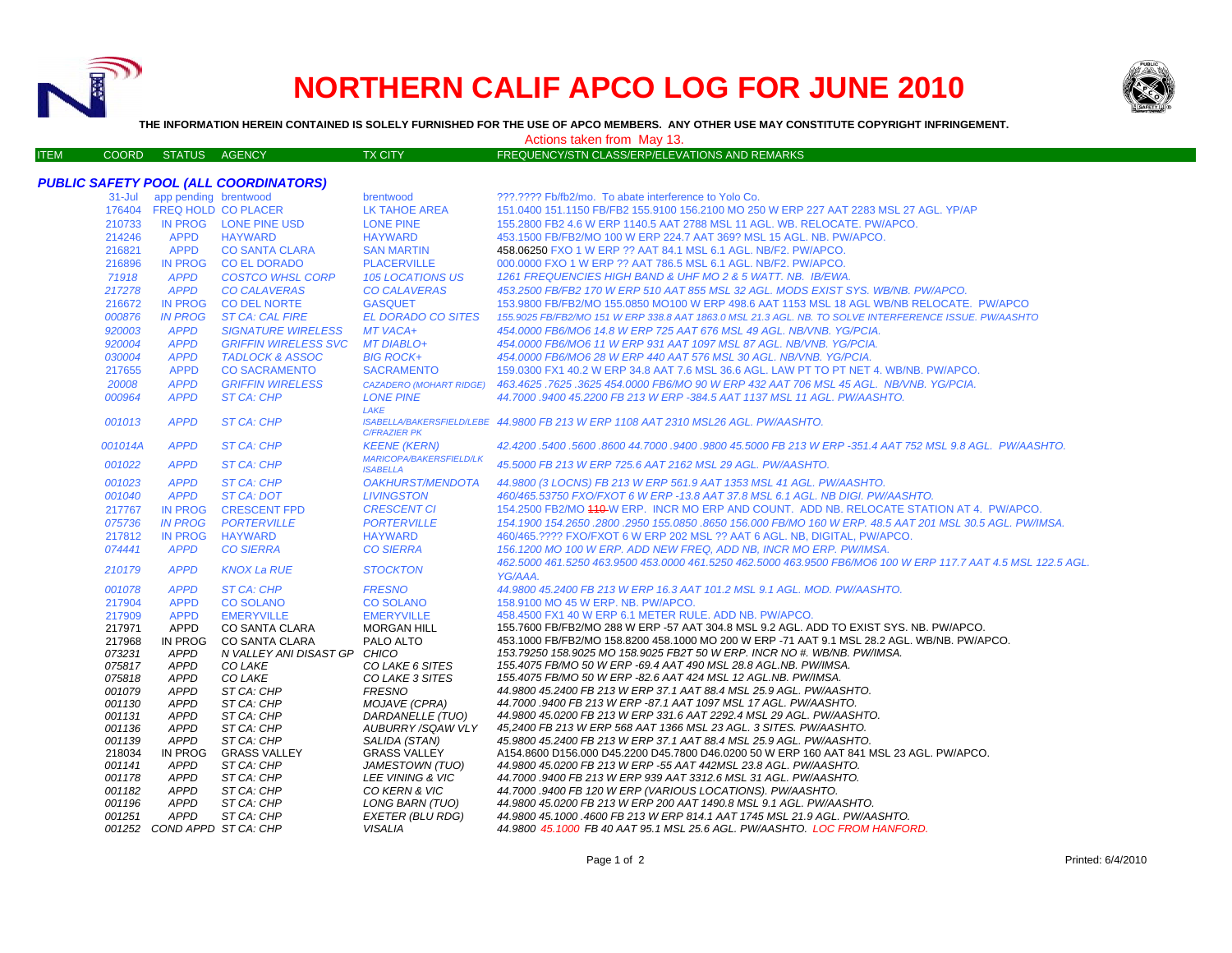# NORTHERN CALIF APCO LOG FOR JUNE 2010

**THE INFORMATION HEREIN CONTAINED IS SOLELY FURNISHED FOR THE USE OF APCO MEMBERS. ANY OTHER USE MAY CONSTITUTE COPYRIGHT INFRINGEMENT.**

Actions taken from May 13.

| ITEM | COORD | STATUS | AGENCY | TX CITY | FREQUENCY/STN CLASS/ERP/ELEVATIONS AND REMARKS |
|---|---|---|---|---|---|

### *PUBLIC SAFETY POOL (ALL COORDINATORS)*

| ITEM | STATUS | AGENCY | TX CITY | FREQUENCY/STN CLASS/ERP/ELEVATIONS AND REMARKS |
|---|---|---|---|---|
| 31-Jul | app pending | brentwood | brentwood | ???.???? Fb/fb2/mo. To abate interference to Yolo Co. |
| 176404 | FREQ HOLD | CO PLACER | LK TAHOE AREA | 151.0400 151.1150 FB/FB2 155.9100 156.2100 MO 250 W ERP 227 AAT 2283 MSL 27 AGL. YP/AP |
| 210733 | IN PROG | LONE PINE USD | LONE PINE | 155.2800 FB2 4.6 W ERP 1140.5 AAT 2788 MSL 11 AGL. WB. RELOCATE. PW/APCO. |
| 214246 | APPD | HAYWARD | HAYWARD | 453.1500 FB/FB2/MO 100 W ERP 224.7 AAT 369? MSL 15 AGL. NB. PW/APCO. |
| 216821 | APPD | CO SANTA CLARA | SAN MARTIN | 458.06250 FXO 1 W ERP ?? AAT 84.1 MSL 6.1 AGL. NB/F2. PW/APCO. |
| 216896 | IN PROG | CO EL DORADO | PLACERVILLE | 000.0000 FXO 1 W ERP ?? AAT 786.5 MSL 6.1 AGL. NB/F2. PW/APCO. |
| 71918 | APPD | COSTCO WHSL CORP | 105 LOCATIONS US | 1261 FREQUENCIES HIGH BAND & UHF MO 2 & 5 WATT. NB. IB/EWA. |
| 217278 | APPD | CO CALAVERAS | CO CALAVERAS | 453.2500 FB/FB2 170 W ERP 510 AAT 855 MSL 32 AGL. MODS EXIST SYS. WB/NB. PW/APCO. |
| 216672 | IN PROG | CO DEL NORTE | GASQUET | 153.9800 FB/FB2/MO 155.0850 MO100 W ERP 498.6 AAT 1153 MSL 18 AGL WB/NB RELOCATE. PW/APCO |
| 000876 | IN PROG | ST CA: CAL FIRE | EL DORADO CO SITES | 155.9025 FB/FB2/MO 151 W ERP 338.8 AAT 1863.0 MSL 21.3 AGL. NB. TO SOLVE INTERFERENCE ISSUE. PW/AASHTO |
| 920003 | APPD | SIGNATURE WIRELESS | MT VACA+ | 454.0000 FB6/MO6 14.8 W ERP 725 AAT 676 MSL 49 AGL. NB/VNB. YG/PCIA. |
| 920004 | APPD | GRIFFIN WIRELESS SVC | MT DIABLO+ | 454.0000 FB6/MO6 11 W ERP 931 AAT 1097 MSL 87 AGL. NB/VNB. YG/PCIA. |
| 030004 | APPD | TADLOCK & ASSOC | BIG ROCK+ | 454.0000 FB6/MO6 28 W ERP 440 AAT 576 MSL 30 AGL. NB/VNB. YG/PCIA. |
| 217655 | APPD | CO SACRAMENTO | SACRAMENTO | 159.0300 FX1 40.2 W ERP 34.8 AAT 7.6 MSL 36.6 AGL. LAW PT TO PT NET 4. WB/NB. PW/APCO. |
| 20008 | APPD | GRIFFIN WIRELESS | CAZADERO (MOHART RIDGE) | 463.4625 .7625 .3625 454.0000 FB6/MO6 90 W ERP 432 AAT 706 MSL 45 AGL. NB/VNB. YG/PCIA. |
| 000964 | APPD | ST CA: CHP | LONE PINE | 44.7000 .9400 45.2200 FB 213 W ERP -384.5 AAT 1137 MSL 11 AGL. PW/AASHTO. |
| 001013 | APPD | ST CA: CHP | LAKE ISABELLA/BAKERSFIELD/LEBE C/FRAZIER PK | 44.9800 FB 213 W ERP 1108 AAT 2310 MSL26 AGL. PW/AASHTO. |
| 001014A | APPD | ST CA: CHP | KEENE (KERN) | 42.4200 .5400 .5600 .8600 44.7000 .9400 .9800 45.5000 FB 213 W ERP -351.4 AAT 752 MSL 9.8 AGL. PW/AASHTO. |
| 001022 | APPD | ST CA: CHP | MARICOPA/BAKERSFIELD/LK ISABELLA | 45.5000 FB 213 W ERP 725.6 AAT 2162 MSL 29 AGL. PW/AASHTO. |
| 001023 | APPD | ST CA: CHP | OAKHURST/MENDOTA | 44.9800 (3 LOCNS) FB 213 W ERP 561.9 AAT 1353 MSL 41 AGL. PW/AASHTO. |
| 001040 | APPD | ST CA: DOT | LIVINGSTON | 460/465.53750 FXO/FXOT 6 W ERP -13.8 AAT 37.8 MSL 6.1 AGL. NB DIGI. PW/AASHTO. |
| 217767 | IN PROG | CRESCENT FPD | CRESCENT CI | 154.2500 FB2/MO ~~110~~ W ERP. INCR MO ERP AND COUNT. ADD NB. RELOCATE STATION AT 4. PW/APCO. |
| 075736 | IN PROG | PORTERVILLE | PORTERVILLE | 154.1900 154.2650 .2800 .2950 155.0850 .8650 156.000 FB/MO 160 W ERP. 48.5 AAT 201 MSL 30.5 AGL. PW/IMSA. |
| 217812 | IN PROG | HAYWARD | HAYWARD | 460/465.???? FXO/FXOT 6 W ERP 202 MSL ?? AAT 6 AGL. NB, DIGITAL, PW/APCO. |
| 074441 | APPD | CO SIERRA | CO SIERRA | 156.1200 MO 100 W ERP. ADD NEW FREQ, ADD NB, INCR MO ERP. PW/IMSA. |
| 210179 | APPD | KNOX La RUE | STOCKTON | 462.5000 461.5250 463.9500 453.0000 461.5250 462.5000 463.9500 FB6/MO6 100 W ERP 117.7 AAT 4.5 MSL 122.5 AGL. YG/AAA. |
| 001078 | APPD | ST CA: CHP | FRESNO | 44.9800 45.2400 FB 213 W ERP 16.3 AAT 101.2 MSL 9.1 AGL. MOD. PW/AASHTO. |
| 217904 | APPD | CO SOLANO | CO SOLANO | 158.9100 MO 45 W ERP. NB. PW/APCO. |
| 217909 | APPD | EMERYVILLE | EMERYVILLE | 458.4500 FX1 40 W ERP 6.1 METER RULE. ADD NB. PW/APCO. |
| 217971 | APPD | CO SANTA CLARA | MORGAN HILL | 155.7600 FB/FB2/MO 288 W ERP -57 AAT 304.8 MSL 9.2 AGL. ADD TO EXIST SYS. NB. PW/APCO. |
| 217968 | IN PROG | CO SANTA CLARA | PALO ALTO | 453.1000 FB/FB2/MO 158.8200 458.1000 MO 200 W ERP -71 AAT 9.1 MSL 28.2 AGL. WB/NB. PW/APCO. |
| 073231 | APPD | N VALLEY ANI DISAST GP | CHICO | 153.79250 158.9025 MO 158.9025 FB2T 50 W ERP. INCR NO #. WB/NB. PW/IMSA. |
| 075817 | APPD | CO LAKE | CO LAKE 6 SITES | 155.4075 FB/MO 50 W ERP -69.4 AAT 490 MSL 28.8 AGL.NB. PW/IMSA. |
| 075818 | APPD | CO LAKE | CO LAKE 3 SITES | 155.4075 FB/MO 50 W ERP -82.6 AAT 424 MSL 12 AGL.NB. PW/IMSA. |
| 001079 | APPD | ST CA: CHP | FRESNO | 44.9800 45.2400 FB 213 W ERP 37.1 AAT 88.4 MSL 25.9 AGL. PW/AASHTO. |
| 001130 | APPD | ST CA: CHP | MOJAVE (CPRA) | 44.7000 .9400 FB 213 W ERP -87.1 AAT 1097 MSL 17 AGL. PW/AASHTO. |
| 001131 | APPD | ST CA: CHP | DARDANELLE (TUO) | 44.9800 45.0200 FB 213 W ERP 331.6 AAT 2292.4 MSL 29 AGL. PW/AASHTO. |
| 001136 | APPD | ST CA: CHP | AUBURRY /SQAW VLY | 45,2400 FB 213 W ERP 568 AAT 1366 MSL 23 AGL. 3 SITES. PW/AASHTO. |
| 001139 | APPD | ST CA: CHP | SALIDA (STAN) | 45.9800 45.2400 FB 213 W ERP 37.1 AAT 88.4 MSL 25.9 AGL. PW/AASHTO. |
| 218034 | IN PROG | GRASS VALLEY | GRASS VALLEY | A154.8600 D156.000 D45.2200 D45.7800 D46.0200 50 W ERP 160 AAT 841 MSL 23 AGL. PW/APCO. |
| 001141 | APPD | ST CA: CHP | JAMESTOWN (TUO) | 44.9800 45.0200 FB 213 W ERP -55 AAT 442MSL 23.8 AGL. PW/AASHTO. |
| 001178 | APPD | ST CA: CHP | LEE VINING & VIC | 44.7000 .9400 FB 213 W ERP 939 AAT 3312.6 MSL 31 AGL. PW/AASHTO. |
| 001182 | APPD | ST CA: CHP | CO KERN & VIC | 44.7000 .9400 FB 120 W ERP (VARIOUS LOCATIONS). PW/AASHTO. |
| 001196 | APPD | ST CA: CHP | LONG BARN (TUO) | 44.9800 45.0200 FB 213 W ERP 200 AAT 1490.8 MSL 9.1 AGL. PW/AASHTO. |
| 001251 | APPD | ST CA: CHP | EXETER (BLU RDG) | 44.9800 45.1000 .4600 FB 213 W ERP 814.1 AAT 1745 MSL 21.9 AGL. PW/AASHTO. |
| 001252 | COND APPD | ST CA: CHP | VISALIA | 44.9800 45.1000 FB 40 AAT 95.1 MSL 25.6 AGL. PW/AASHTO. LOC FROM HANFORD. |

Printed: 6/4/2010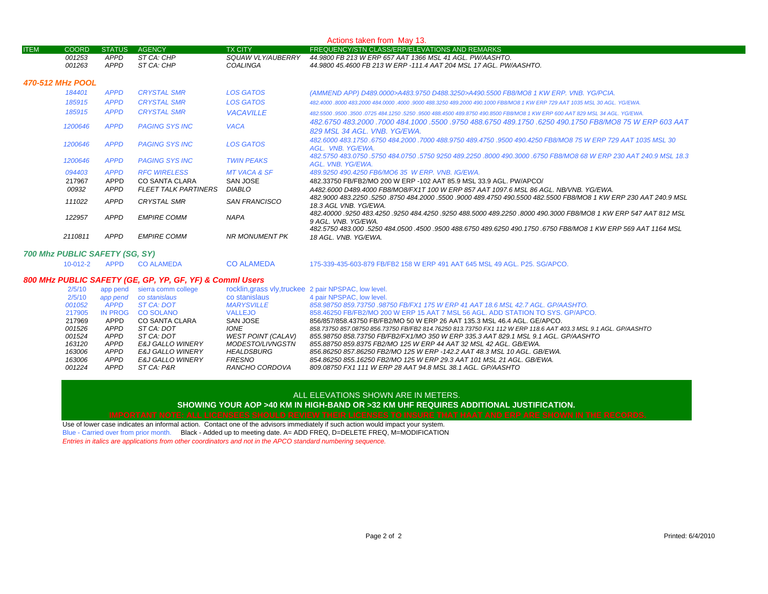Actions taken from May 13.

| ITEM | COORD | STATUS | AGENCY | TX CITY | FREQUENCY/STN CLASS/ERP/ELEVATIONS AND REMARKS |
|---|---|---|---|---|---|
| | 001253 | APPD | ST CA: CHP | SQUAW VLY/AUBERRY | 44.9800 FB 213 W ERP 657 AAT 1366 MSL 41 AGL. PW/AASHTO. |
| | 001263 | APPD | ST CA: CHP | COALINGA | 44.9800 45.4600 FB 213 W ERP -111.4 AAT 204 MSL 17 AGL. PW/AASHTO. |

## 470-512 MHz POOL

| ITEM | COORD | STATUS | AGENCY | TX CITY | FREQUENCY/STN CLASS/ERP/ELEVATIONS AND REMARKS |
|---|---|---|---|---|---|
| | 184401 | APPD | CRYSTAL SMR | LOS GATOS | (AMMEND APP) D489.0000>A483.9750 D488.3250>A490.5500 FB8/MO8 1 KW ERP. VNB. YG/PCIA. |
| | 185915 | APPD | CRYSTAL SMR | LOS GATOS | 482.4000 .8000 483.2000 484.0000 .4000 .9000 488.3250 489.2000 490.1000 FB8/MO8 1 KW ERP 729 AAT 1035 MSL 30 AGL. YG/EWA. |
| | 185915 | APPD | CRYSTAL SMR | VACAVILLE | 482.5500 .9500 .3500 .0725 484.1250 .5250 .9500 488.4500 489.8750 490.8500 FB8/MO8 1 KW ERP 600 AAT 829 MSL 34 AGL. YG/EWA. |
| | 1200646 | APPD | PAGING SYS INC | VACA | 482.6750 483.2000 .7000 484.1000 .5500 .9750 488.6750 489.1750 .6250 490.1750 FB8/MO8 75 W ERP 603 AAT 829 MSL 34 AGL. VNB. YG/EWA. |
| | 1200646 | APPD | PAGING SYS INC | LOS GATOS | 482.6000 483.1750 .6750 484.2000 .7000 488.9750 489.4750 .9500 490.4250 FB8/MO8 75 W ERP 729 AAT 1035 MSL 30 AGL. VNB. YG/EWA. |
| | 1200646 | APPD | PAGING SYS INC | TWIN PEAKS | 482.5750 483.0750 .5750 484.0750 .5750 9250 489.2250 .8000 490.3000 .6750 FB8/MO8 68 W ERP 230 AAT 240.9 MSL 18.3 AGL. VNB. YG/EWA. |
| | 094403 | APPD | RFC WIRELESS | MT VACA & SF | 489.9250 490.4250 FB6/MO6 35 W ERP. VNB. IG/EWA. |
| | 217967 | APPD | CO SANTA CLARA | SAN JOSE | 482.33750 FB/FB2/MO 200 W ERP -102 AAT 85.9 MSL 33.9 AGL. PW/APCO/ |
| | 00932 | APPD | FLEET TALK PARTINERS | DIABLO | A482.6000 D489.4000 FB8/MO8/FX1T 100 W ERP 857 AAT 1097.6 MSL 86 AGL. NB/VNB. YG/EWA. |
| | 111022 | APPD | CRYSTAL SMR | SAN FRANCISCO | 482.9000 483.2250 .5250 .8750 484.2000 .5500 .9000 489.4750 490.5500 482.5500 FB8/MO8 1 KW ERP 230 AAT 240.9 MSL 18.3 AGL VNB. YG/EWA. |
| | 122957 | APPD | EMPIRE COMM | NAPA | 482.40000 .9250 483.4250 .9250 484.4250 .9250 488.5000 489.2250 .8000 490.3000 FB8/MO8 1 KW ERP 547 AAT 812 MSL 9 AGL. VNB. YG/EWA. |
| | 2110811 | APPD | EMPIRE COMM | NR MONUMENT PK | 482.5750 483.000 .5250 484.0500 .4500 .9500 488.6750 489.6250 490.1750 .6750 FB8/MO8 1 KW ERP 569 AAT 1164 MSL 18 AGL. VNB. YG/EWA. |

## 700 Mhz PUBLIC SAFETY (SG, SY)

| ITEM | COORD | STATUS | AGENCY | TX CITY | FREQUENCY/STN CLASS/ERP/ELEVATIONS AND REMARKS |
|---|---|---|---|---|---|
| | 10-012-2 | APPD | CO ALAMEDA | CO ALAMEDA | 175-339-435-603-879 FB/FB2 158 W ERP 491 AAT 645 MSL 49 AGL. P25. SG/APCO. |

## 800 MHz PUBLIC SAFETY (GE, GP, YP, GF, YF) & Comml Users

| ITEM | COORD | STATUS | AGENCY | TX CITY | FREQUENCY/STN CLASS/ERP/ELEVATIONS AND REMARKS |
|---|---|---|---|---|---|
| | 2/5/10 | app pend | sierra comm college | rocklin,grass vly,truckee | 2 pair NPSPAC, low level. |
| | 2/5/10 | app pend | co stanislaus | co stanislaus | 4 pair NPSPAC, low level. |
| | 001052 | APPD | ST CA: DOT | MARYSVILLE | 858.98750 859.73750 .98750 FB/FX1 175 W ERP 41 AAT 18.6 MSL 42.7 AGL. GP/AASHTO. |
| | 217905 | IN PROG | CO SOLANO | VALLEJO | 858.46250 FB/FB2/MO 200 W ERP 15 AAT 7 MSL 56 AGL. ADD STATION TO SYS. GP/APCO. |
| | 217969 | APPD | CO SANTA CLARA | SAN JOSE | 856/857/858.43750 FB/FB2/MO 50 W ERP 26 AAT 135.3 MSL 46.4 AGL. GE/APCO. |
| | 001526 | APPD | ST CA: DOT | IONE | 858.73750 857.08750 856.73750 FB/FB2 814.76250 813.73750 FX1 112 W ERP 118.6 AAT 403.3 MSL 9.1 AGL. GP/AASHTO |
| | 001524 | APPD | ST CA: DOT | WEST POINT (CALAV) | 855.98750 858.73750 FB/FB2/FX1/MO 350 W ERP 335.3 AAT 829.1 MSL 9.1 AGL. GP/AASHTO |
| | 163120 | APPD | E&J GALLO WINERY | MODESTO/LIVNGSTN | 855.88750 859.8375 FB2/MO 125 W ERP 44 AAT 32 MSL 42 AGL. GB/EWA. |
| | 163006 | APPD | E&J GALLO WINERY | HEALDSBURG | 856.86250 857.86250 FB2/MO 125 W ERP -142.2 AAT 48.3 MSL 10 AGL. GB/EWA. |
| | 163006 | APPD | E&J GALLO WINERY | FRESNO | 854.86250 855.16250 FB2/MO 125 W ERP 29.3 AAT 101 MSL 21 AGL. GB/EWA. |
| | 001224 | APPD | ST CA: P&R | RANCHO CORDOVA | 809.08750 FX1 111 W ERP 28 AAT 94.8 MSL 38.1 AGL. GP/AASHTO |

ALL ELEVATIONS SHOWN ARE IN METERS.

**SHOWING YOUR AOP >40 KM IN HIGH-BAND OR >32 KM UHF REQUIRES ADDITIONAL JUSTIFICATION.**

**IMPORTANT NOTE: ALL LICENSEES SHOULD REVIEW THEIR LICENSES TO INSURE THAT HAAT AND ERP ARE SHOWN IN THE RECORDS.**

Use of lower case indicates an informal action. Contact one of the advisors immediately if such action would impact your system.

Blue - Carried over from prior month. Black - Added up to meeting date. A= ADD FREQ, D=DELETE FREQ, M=MODIFICATION

*Entries in italics are applications from other coordinators and not in the APCO standard numbering sequence.*

Printed: 6/4/2010